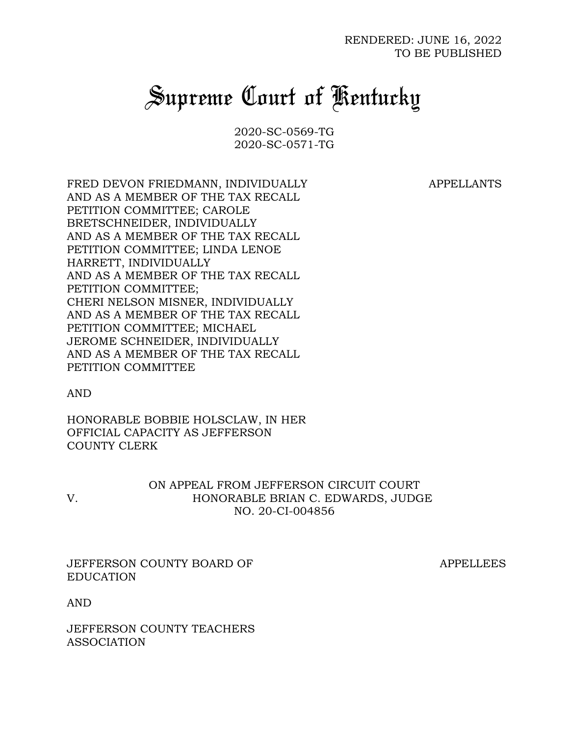RENDERED: JUNE 16, 2022
TO BE PUBLISHED

# Supreme Court of Kentucky

2020-SC-0569-TG
2020-SC-0571-TG

FRED DEVON FRIEDMANN, INDIVIDUALLY AND AS A MEMBER OF THE TAX RECALL PETITION COMMITTEE; CAROLE BRETSCHNEIDER, INDIVIDUALLY AND AS A MEMBER OF THE TAX RECALL PETITION COMMITTEE; LINDA LENOE HARRETT, INDIVIDUALLY AND AS A MEMBER OF THE TAX RECALL PETITION COMMITTEE; CHERI NELSON MISNER, INDIVIDUALLY AND AS A MEMBER OF THE TAX RECALL PETITION COMMITTEE; MICHAEL JEROME SCHNEIDER, INDIVIDUALLY AND AS A MEMBER OF THE TAX RECALL PETITION COMMITTEE — APPELLANTS

AND

HONORABLE BOBBIE HOLSCLAW, IN HER OFFICIAL CAPACITY AS JEFFERSON COUNTY CLERK

V.

ON APPEAL FROM JEFFERSON CIRCUIT COURT
HONORABLE BRIAN C. EDWARDS, JUDGE
NO. 20-CI-004856

JEFFERSON COUNTY BOARD OF EDUCATION — APPELLEES

AND

JEFFERSON COUNTY TEACHERS ASSOCIATION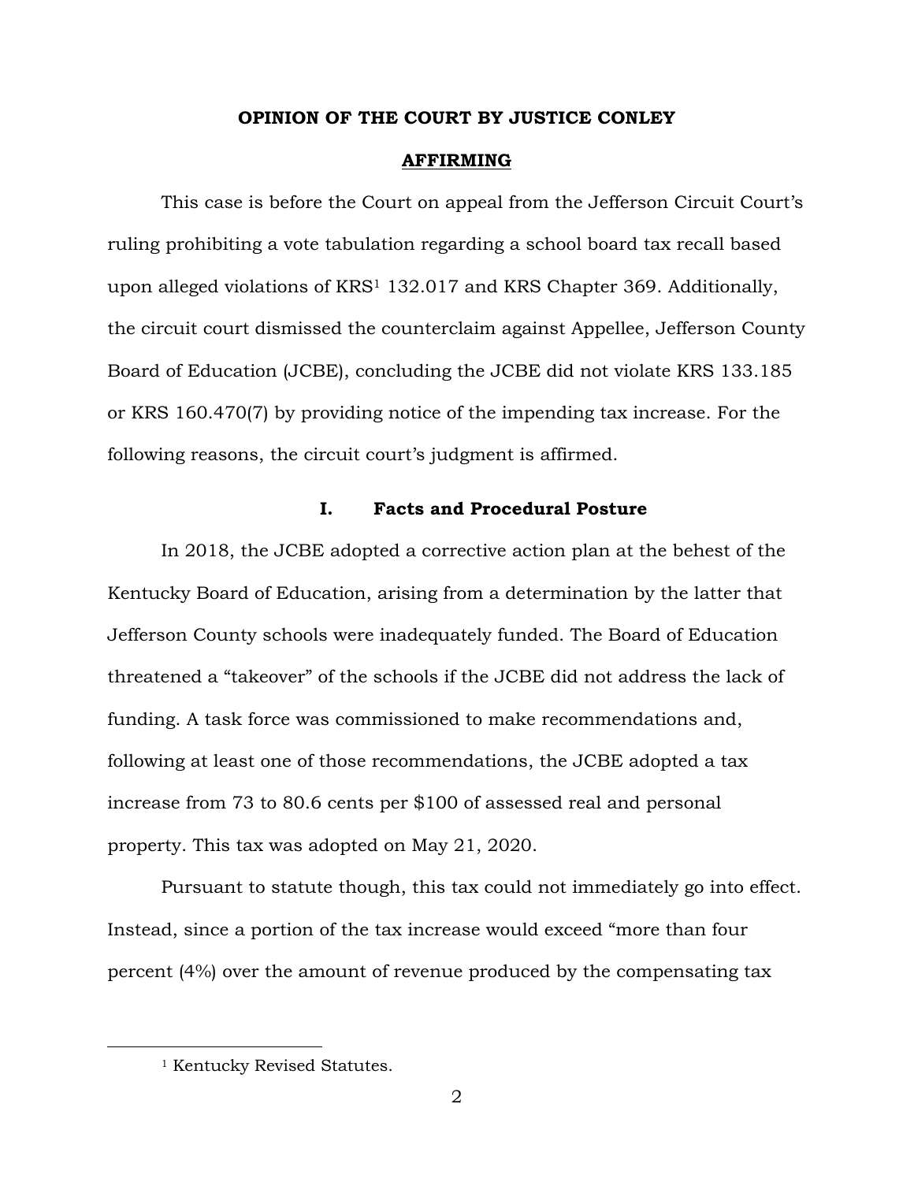**OPINION OF THE COURT BY JUSTICE CONLEY**

**AFFIRMING**

This case is before the Court on appeal from the Jefferson Circuit Court's ruling prohibiting a vote tabulation regarding a school board tax recall based upon alleged violations of KRS[1] 132.017 and KRS Chapter 369. Additionally, the circuit court dismissed the counterclaim against Appellee, Jefferson County Board of Education (JCBE), concluding the JCBE did not violate KRS 133.185 or KRS 160.470(7) by providing notice of the impending tax increase. For the following reasons, the circuit court's judgment is affirmed.

## I. Facts and Procedural Posture

In 2018, the JCBE adopted a corrective action plan at the behest of the Kentucky Board of Education, arising from a determination by the latter that Jefferson County schools were inadequately funded. The Board of Education threatened a "takeover" of the schools if the JCBE did not address the lack of funding. A task force was commissioned to make recommendations and, following at least one of those recommendations, the JCBE adopted a tax increase from 73 to 80.6 cents per $100 of assessed real and personal property. This tax was adopted on May 21, 2020.

Pursuant to statute though, this tax could not immediately go into effect. Instead, since a portion of the tax increase would exceed "more than four percent (4%) over the amount of revenue produced by the compensating tax

[1] Kentucky Revised Statutes.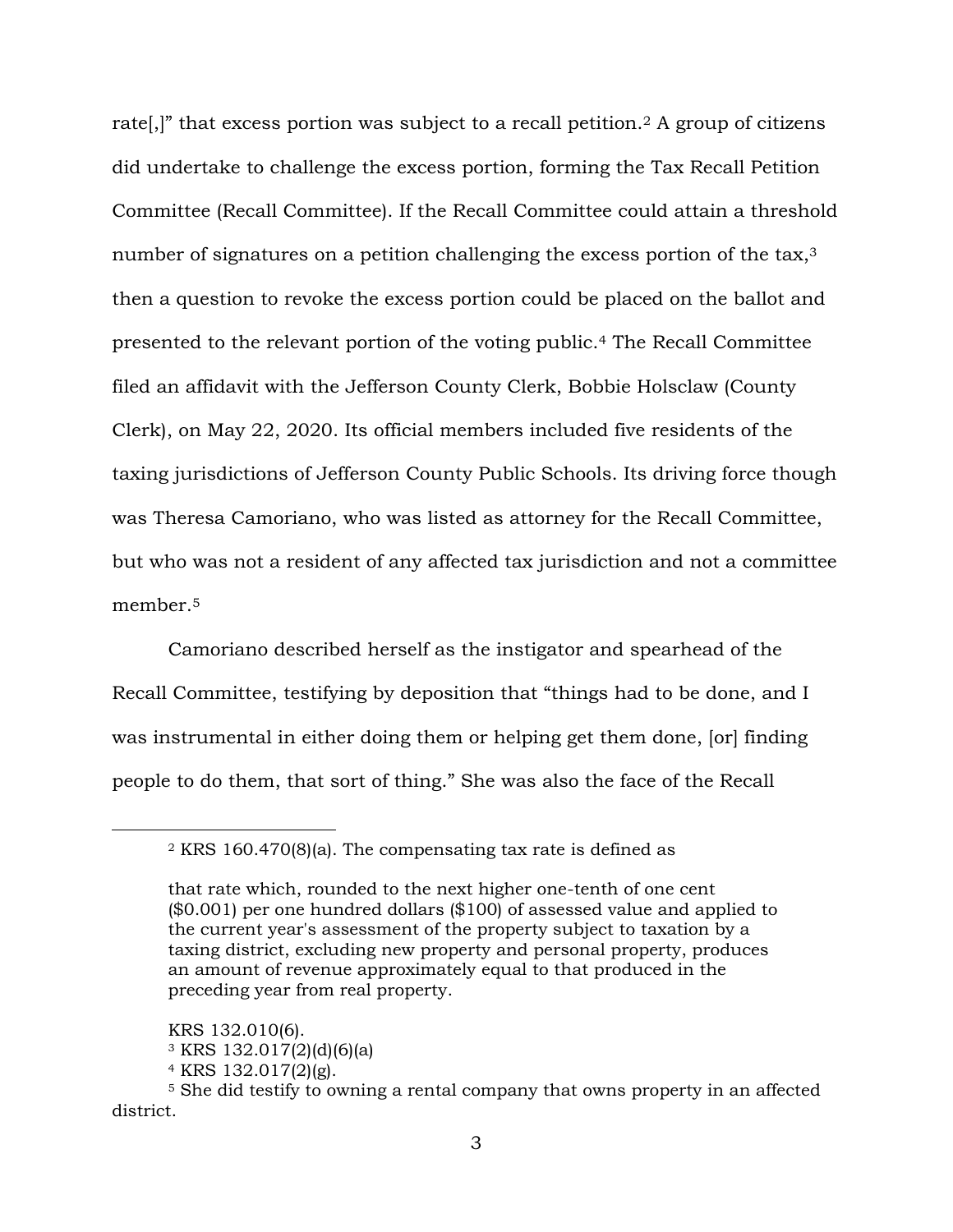rate[,]" that excess portion was subject to a recall petition.[2] A group of citizens did undertake to challenge the excess portion, forming the Tax Recall Petition Committee (Recall Committee). If the Recall Committee could attain a threshold number of signatures on a petition challenging the excess portion of the tax,[3] then a question to revoke the excess portion could be placed on the ballot and presented to the relevant portion of the voting public.[4] The Recall Committee filed an affidavit with the Jefferson County Clerk, Bobbie Holsclaw (County Clerk), on May 22, 2020. Its official members included five residents of the taxing jurisdictions of Jefferson County Public Schools. Its driving force though was Theresa Camoriano, who was listed as attorney for the Recall Committee, but who was not a resident of any affected tax jurisdiction and not a committee member.[5]

Camoriano described herself as the instigator and spearhead of the Recall Committee, testifying by deposition that "things had to be done, and I was instrumental in either doing them or helping get them done, [or] finding people to do them, that sort of thing." She was also the face of the Recall

---

[2] KRS 160.470(8)(a). The compensating tax rate is defined as

> that rate which, rounded to the next higher one-tenth of one cent ($0.001) per one hundred dollars ($100) of assessed value and applied to the current year's assessment of the property subject to taxation by a taxing district, excluding new property and personal property, produces an amount of revenue approximately equal to that produced in the preceding year from real property.

KRS 132.010(6).

[3] KRS 132.017(2)(d)(6)(a)

[4] KRS 132.017(2)(g).

[5] She did testify to owning a rental company that owns property in an affected district.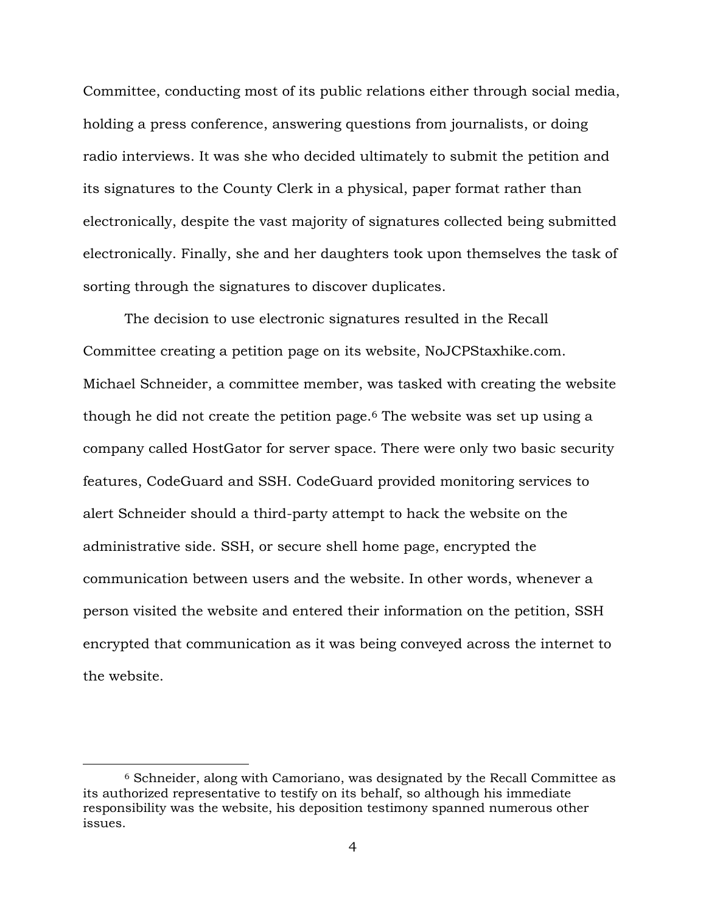Committee, conducting most of its public relations either through social media, holding a press conference, answering questions from journalists, or doing radio interviews. It was she who decided ultimately to submit the petition and its signatures to the County Clerk in a physical, paper format rather than electronically, despite the vast majority of signatures collected being submitted electronically. Finally, she and her daughters took upon themselves the task of sorting through the signatures to discover duplicates.

The decision to use electronic signatures resulted in the Recall Committee creating a petition page on its website, NoJCPStaxhike.com. Michael Schneider, a committee member, was tasked with creating the website though he did not create the petition page.[6] The website was set up using a company called HostGator for server space. There were only two basic security features, CodeGuard and SSH. CodeGuard provided monitoring services to alert Schneider should a third-party attempt to hack the website on the administrative side. SSH, or secure shell home page, encrypted the communication between users and the website. In other words, whenever a person visited the website and entered their information on the petition, SSH encrypted that communication as it was being conveyed across the internet to the website.

---

[6] Schneider, along with Camoriano, was designated by the Recall Committee as its authorized representative to testify on its behalf, so although his immediate responsibility was the website, his deposition testimony spanned numerous other issues.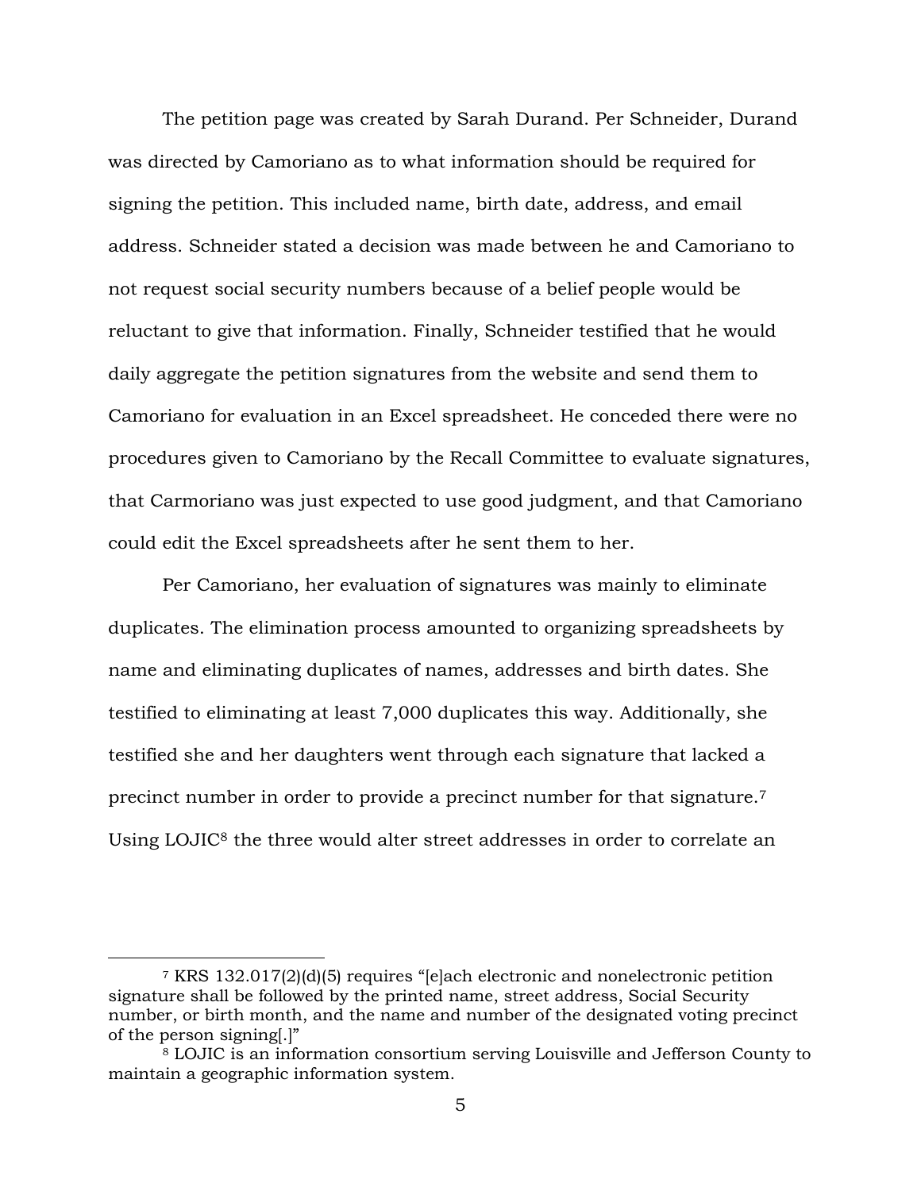The petition page was created by Sarah Durand. Per Schneider, Durand was directed by Camoriano as to what information should be required for signing the petition. This included name, birth date, address, and email address. Schneider stated a decision was made between he and Camoriano to not request social security numbers because of a belief people would be reluctant to give that information. Finally, Schneider testified that he would daily aggregate the petition signatures from the website and send them to Camoriano for evaluation in an Excel spreadsheet. He conceded there were no procedures given to Camoriano by the Recall Committee to evaluate signatures, that Carmoriano was just expected to use good judgment, and that Camoriano could edit the Excel spreadsheets after he sent them to her.

Per Camoriano, her evaluation of signatures was mainly to eliminate duplicates. The elimination process amounted to organizing spreadsheets by name and eliminating duplicates of names, addresses and birth dates. She testified to eliminating at least 7,000 duplicates this way. Additionally, she testified she and her daughters went through each signature that lacked a precinct number in order to provide a precinct number for that signature.[7] Using LOJIC[8] the three would alter street addresses in order to correlate an

[7] KRS 132.017(2)(d)(5) requires "[e]ach electronic and nonelectronic petition signature shall be followed by the printed name, street address, Social Security number, or birth month, and the name and number of the designated voting precinct of the person signing[.]"

[8] LOJIC is an information consortium serving Louisville and Jefferson County to maintain a geographic information system.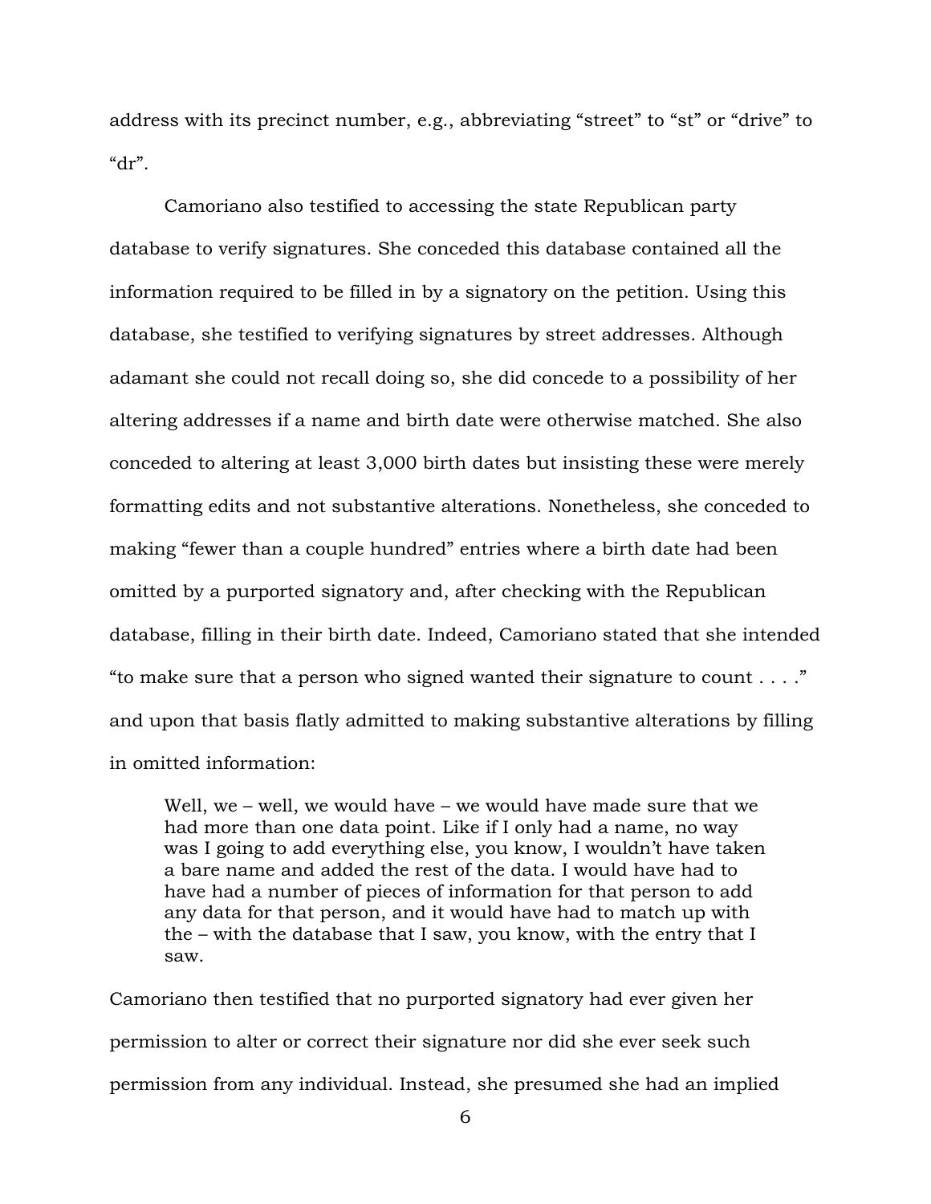address with its precinct number, e.g., abbreviating "street" to "st" or "drive" to "dr".

Camoriano also testified to accessing the state Republican party database to verify signatures. She conceded this database contained all the information required to be filled in by a signatory on the petition. Using this database, she testified to verifying signatures by street addresses. Although adamant she could not recall doing so, she did concede to a possibility of her altering addresses if a name and birth date were otherwise matched. She also conceded to altering at least 3,000 birth dates but insisting these were merely formatting edits and not substantive alterations. Nonetheless, she conceded to making "fewer than a couple hundred" entries where a birth date had been omitted by a purported signatory and, after checking with the Republican database, filling in their birth date. Indeed, Camoriano stated that she intended "to make sure that a person who signed wanted their signature to count . . . ." and upon that basis flatly admitted to making substantive alterations by filling in omitted information:

> Well, we – well, we would have – we would have made sure that we had more than one data point. Like if I only had a name, no way was I going to add everything else, you know, I wouldn't have taken a bare name and added the rest of the data. I would have had to have had a number of pieces of information for that person to add any data for that person, and it would have had to match up with the – with the database that I saw, you know, with the entry that I saw.

Camoriano then testified that no purported signatory had ever given her permission to alter or correct their signature nor did she ever seek such permission from any individual. Instead, she presumed she had an implied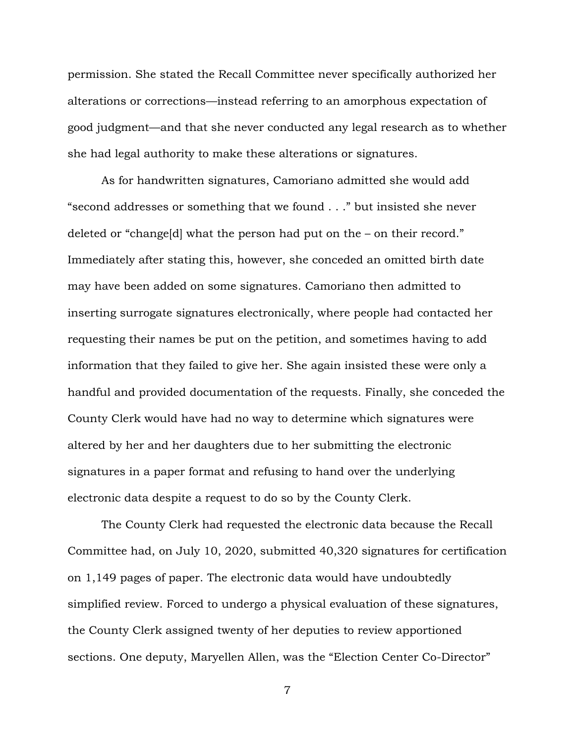permission. She stated the Recall Committee never specifically authorized her alterations or corrections—instead referring to an amorphous expectation of good judgment—and that she never conducted any legal research as to whether she had legal authority to make these alterations or signatures.

As for handwritten signatures, Camoriano admitted she would add "second addresses or something that we found . . ." but insisted she never deleted or "change[d] what the person had put on the – on their record." Immediately after stating this, however, she conceded an omitted birth date may have been added on some signatures. Camoriano then admitted to inserting surrogate signatures electronically, where people had contacted her requesting their names be put on the petition, and sometimes having to add information that they failed to give her. She again insisted these were only a handful and provided documentation of the requests. Finally, she conceded the County Clerk would have had no way to determine which signatures were altered by her and her daughters due to her submitting the electronic signatures in a paper format and refusing to hand over the underlying electronic data despite a request to do so by the County Clerk.

The County Clerk had requested the electronic data because the Recall Committee had, on July 10, 2020, submitted 40,320 signatures for certification on 1,149 pages of paper. The electronic data would have undoubtedly simplified review. Forced to undergo a physical evaluation of these signatures, the County Clerk assigned twenty of her deputies to review apportioned sections. One deputy, Maryellen Allen, was the "Election Center Co-Director"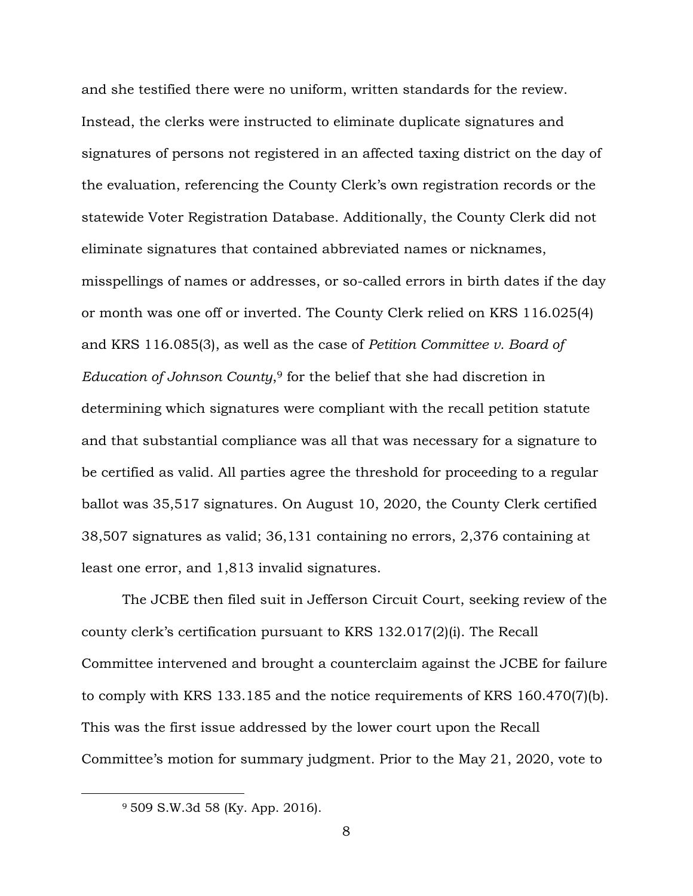and she testified there were no uniform, written standards for the review. Instead, the clerks were instructed to eliminate duplicate signatures and signatures of persons not registered in an affected taxing district on the day of the evaluation, referencing the County Clerk's own registration records or the statewide Voter Registration Database. Additionally, the County Clerk did not eliminate signatures that contained abbreviated names or nicknames, misspellings of names or addresses, or so-called errors in birth dates if the day or month was one off or inverted. The County Clerk relied on KRS 116.025(4) and KRS 116.085(3), as well as the case of *Petition Committee v. Board of Education of Johnson County*,[9] for the belief that she had discretion in determining which signatures were compliant with the recall petition statute and that substantial compliance was all that was necessary for a signature to be certified as valid. All parties agree the threshold for proceeding to a regular ballot was 35,517 signatures. On August 10, 2020, the County Clerk certified 38,507 signatures as valid; 36,131 containing no errors, 2,376 containing at least one error, and 1,813 invalid signatures.

The JCBE then filed suit in Jefferson Circuit Court, seeking review of the county clerk's certification pursuant to KRS 132.017(2)(i). The Recall Committee intervened and brought a counterclaim against the JCBE for failure to comply with KRS 133.185 and the notice requirements of KRS 160.470(7)(b). This was the first issue addressed by the lower court upon the Recall Committee's motion for summary judgment. Prior to the May 21, 2020, vote to

---

[9] 509 S.W.3d 58 (Ky. App. 2016).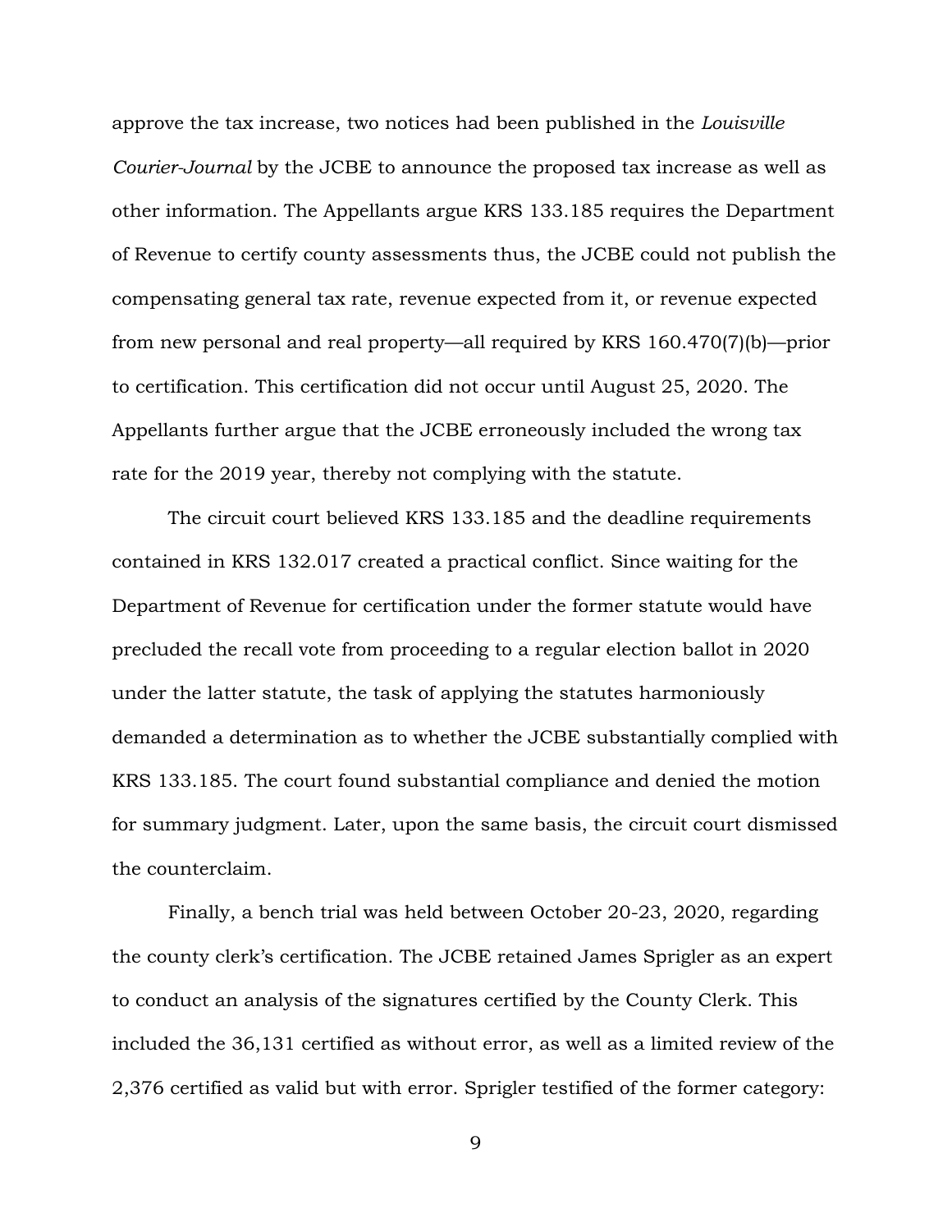approve the tax increase, two notices had been published in the *Louisville Courier-Journal* by the JCBE to announce the proposed tax increase as well as other information. The Appellants argue KRS 133.185 requires the Department of Revenue to certify county assessments thus, the JCBE could not publish the compensating general tax rate, revenue expected from it, or revenue expected from new personal and real property—all required by KRS 160.470(7)(b)—prior to certification. This certification did not occur until August 25, 2020. The Appellants further argue that the JCBE erroneously included the wrong tax rate for the 2019 year, thereby not complying with the statute.

The circuit court believed KRS 133.185 and the deadline requirements contained in KRS 132.017 created a practical conflict. Since waiting for the Department of Revenue for certification under the former statute would have precluded the recall vote from proceeding to a regular election ballot in 2020 under the latter statute, the task of applying the statutes harmoniously demanded a determination as to whether the JCBE substantially complied with KRS 133.185. The court found substantial compliance and denied the motion for summary judgment. Later, upon the same basis, the circuit court dismissed the counterclaim.

Finally, a bench trial was held between October 20-23, 2020, regarding the county clerk's certification. The JCBE retained James Sprigler as an expert to conduct an analysis of the signatures certified by the County Clerk. This included the 36,131 certified as without error, as well as a limited review of the 2,376 certified as valid but with error. Sprigler testified of the former category: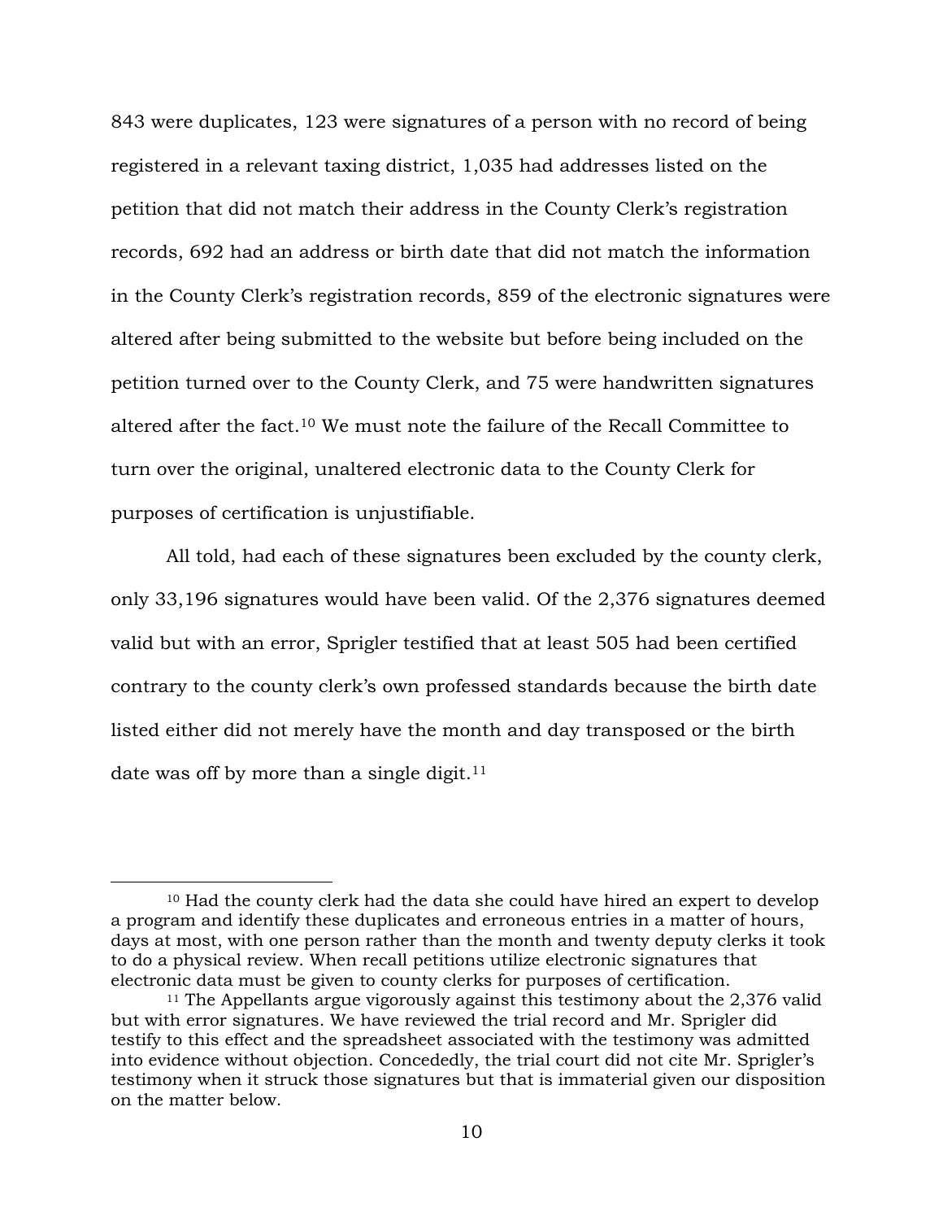843 were duplicates, 123 were signatures of a person with no record of being registered in a relevant taxing district, 1,035 had addresses listed on the petition that did not match their address in the County Clerk's registration records, 692 had an address or birth date that did not match the information in the County Clerk's registration records, 859 of the electronic signatures were altered after being submitted to the website but before being included on the petition turned over to the County Clerk, and 75 were handwritten signatures altered after the fact.[10] We must note the failure of the Recall Committee to turn over the original, unaltered electronic data to the County Clerk for purposes of certification is unjustifiable.

All told, had each of these signatures been excluded by the county clerk, only 33,196 signatures would have been valid. Of the 2,376 signatures deemed valid but with an error, Sprigler testified that at least 505 had been certified contrary to the county clerk's own professed standards because the birth date listed either did not merely have the month and day transposed or the birth date was off by more than a single digit.[11]

---

[10] Had the county clerk had the data she could have hired an expert to develop a program and identify these duplicates and erroneous entries in a matter of hours, days at most, with one person rather than the month and twenty deputy clerks it took to do a physical review. When recall petitions utilize electronic signatures that electronic data must be given to county clerks for purposes of certification.

[11] The Appellants argue vigorously against this testimony about the 2,376 valid but with error signatures. We have reviewed the trial record and Mr. Sprigler did testify to this effect and the spreadsheet associated with the testimony was admitted into evidence without objection. Concededly, the trial court did not cite Mr. Sprigler's testimony when it struck those signatures but that is immaterial given our disposition on the matter below.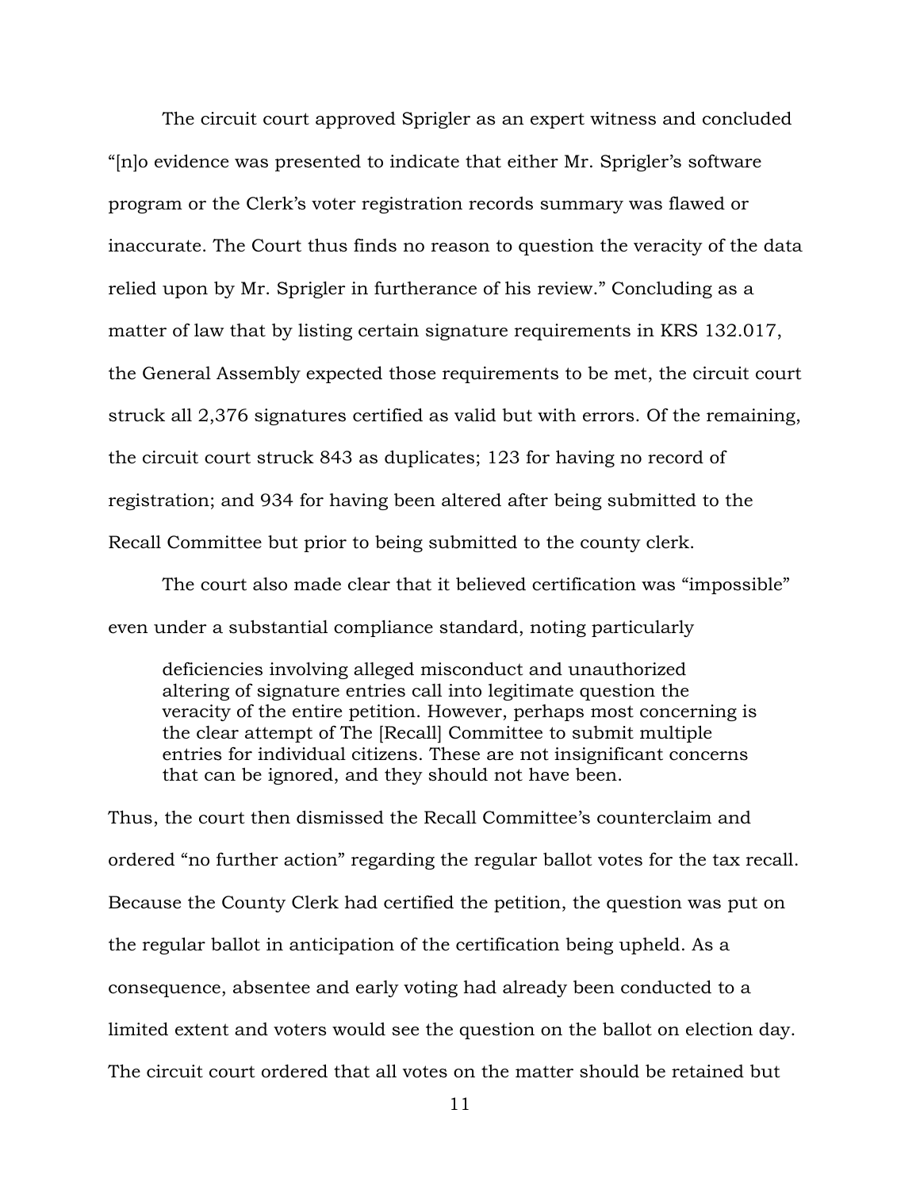The circuit court approved Sprigler as an expert witness and concluded "[n]o evidence was presented to indicate that either Mr. Sprigler's software program or the Clerk's voter registration records summary was flawed or inaccurate. The Court thus finds no reason to question the veracity of the data relied upon by Mr. Sprigler in furtherance of his review." Concluding as a matter of law that by listing certain signature requirements in KRS 132.017, the General Assembly expected those requirements to be met, the circuit court struck all 2,376 signatures certified as valid but with errors. Of the remaining, the circuit court struck 843 as duplicates; 123 for having no record of registration; and 934 for having been altered after being submitted to the Recall Committee but prior to being submitted to the county clerk.

The court also made clear that it believed certification was "impossible" even under a substantial compliance standard, noting particularly

> deficiencies involving alleged misconduct and unauthorized altering of signature entries call into legitimate question the veracity of the entire petition. However, perhaps most concerning is the clear attempt of The [Recall] Committee to submit multiple entries for individual citizens. These are not insignificant concerns that can be ignored, and they should not have been.

Thus, the court then dismissed the Recall Committee's counterclaim and ordered "no further action" regarding the regular ballot votes for the tax recall. Because the County Clerk had certified the petition, the question was put on the regular ballot in anticipation of the certification being upheld. As a consequence, absentee and early voting had already been conducted to a limited extent and voters would see the question on the ballot on election day. The circuit court ordered that all votes on the matter should be retained but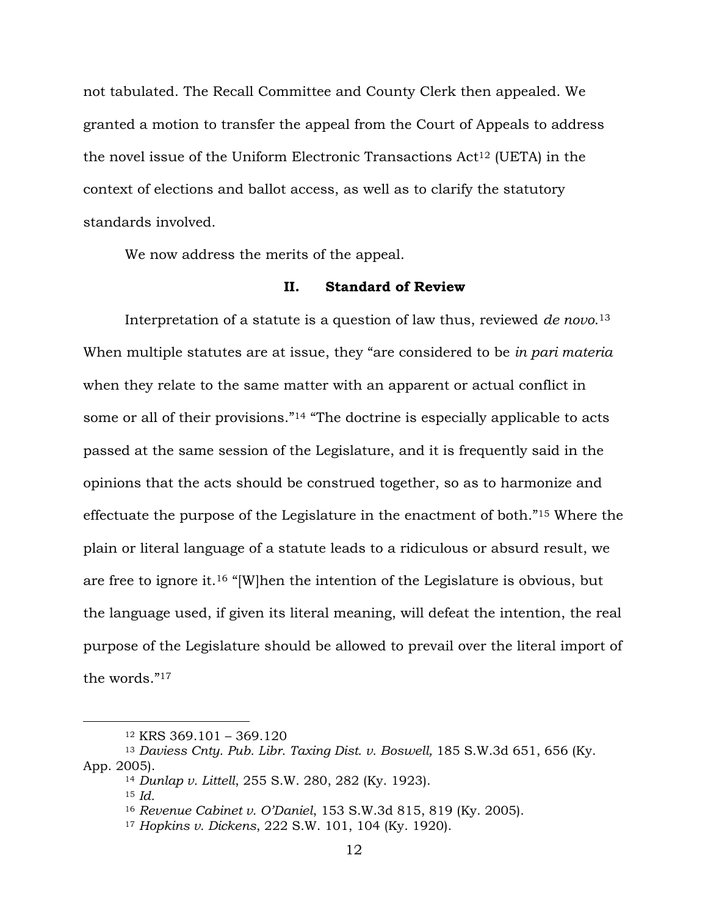not tabulated. The Recall Committee and County Clerk then appealed. We granted a motion to transfer the appeal from the Court of Appeals to address the novel issue of the Uniform Electronic Transactions Act[12] (UETA) in the context of elections and ballot access, as well as to clarify the statutory standards involved.

We now address the merits of the appeal.

## II. Standard of Review

Interpretation of a statute is a question of law thus, reviewed *de novo*.[13] When multiple statutes are at issue, they "are considered to be *in pari materia* when they relate to the same matter with an apparent or actual conflict in some or all of their provisions."[14] "The doctrine is especially applicable to acts passed at the same session of the Legislature, and it is frequently said in the opinions that the acts should be construed together, so as to harmonize and effectuate the purpose of the Legislature in the enactment of both."[15] Where the plain or literal language of a statute leads to a ridiculous or absurd result, we are free to ignore it.[16] "[W]hen the intention of the Legislature is obvious, but the language used, if given its literal meaning, will defeat the intention, the real purpose of the Legislature should be allowed to prevail over the literal import of the words."[17]

---

[12] KRS 369.101 – 369.120

[13] *Daviess Cnty. Pub. Libr. Taxing Dist. v. Boswell,* 185 S.W.3d 651, 656 (Ky. App. 2005).

[14] *Dunlap v. Littell*, 255 S.W. 280, 282 (Ky. 1923).

[15] *Id.*

[16] *Revenue Cabinet v. O'Daniel*, 153 S.W.3d 815, 819 (Ky. 2005).

[17] *Hopkins v. Dickens*, 222 S.W. 101, 104 (Ky. 1920).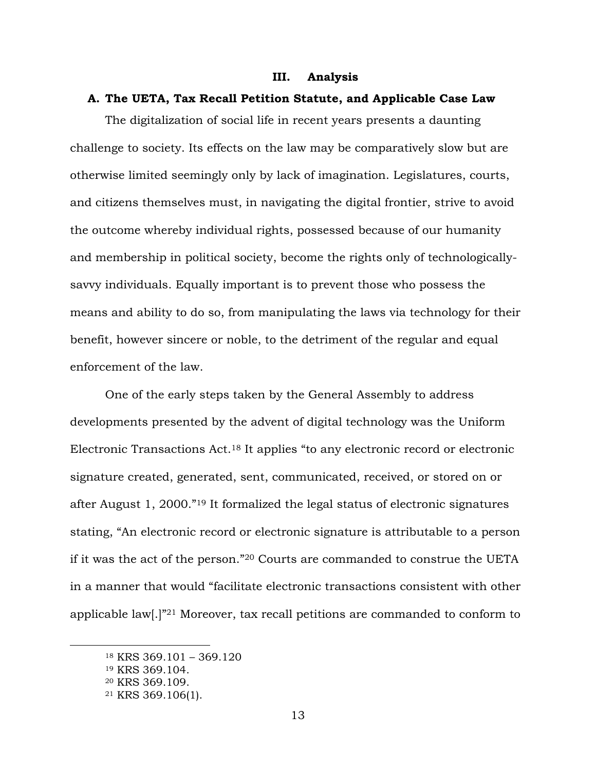## III. Analysis

### A. The UETA, Tax Recall Petition Statute, and Applicable Case Law

The digitalization of social life in recent years presents a daunting challenge to society. Its effects on the law may be comparatively slow but are otherwise limited seemingly only by lack of imagination. Legislatures, courts, and citizens themselves must, in navigating the digital frontier, strive to avoid the outcome whereby individual rights, possessed because of our humanity and membership in political society, become the rights only of technologically-savvy individuals. Equally important is to prevent those who possess the means and ability to do so, from manipulating the laws via technology for their benefit, however sincere or noble, to the detriment of the regular and equal enforcement of the law.

One of the early steps taken by the General Assembly to address developments presented by the advent of digital technology was the Uniform Electronic Transactions Act.[18] It applies "to any electronic record or electronic signature created, generated, sent, communicated, received, or stored on or after August 1, 2000."[19] It formalized the legal status of electronic signatures stating, "An electronic record or electronic signature is attributable to a person if it was the act of the person."[20] Courts are commanded to construe the UETA in a manner that would "facilitate electronic transactions consistent with other applicable law[.]"[21] Moreover, tax recall petitions are commanded to conform to

---

[18] KRS 369.101 – 369.120

[19] KRS 369.104.

[20] KRS 369.109.

[21] KRS 369.106(1).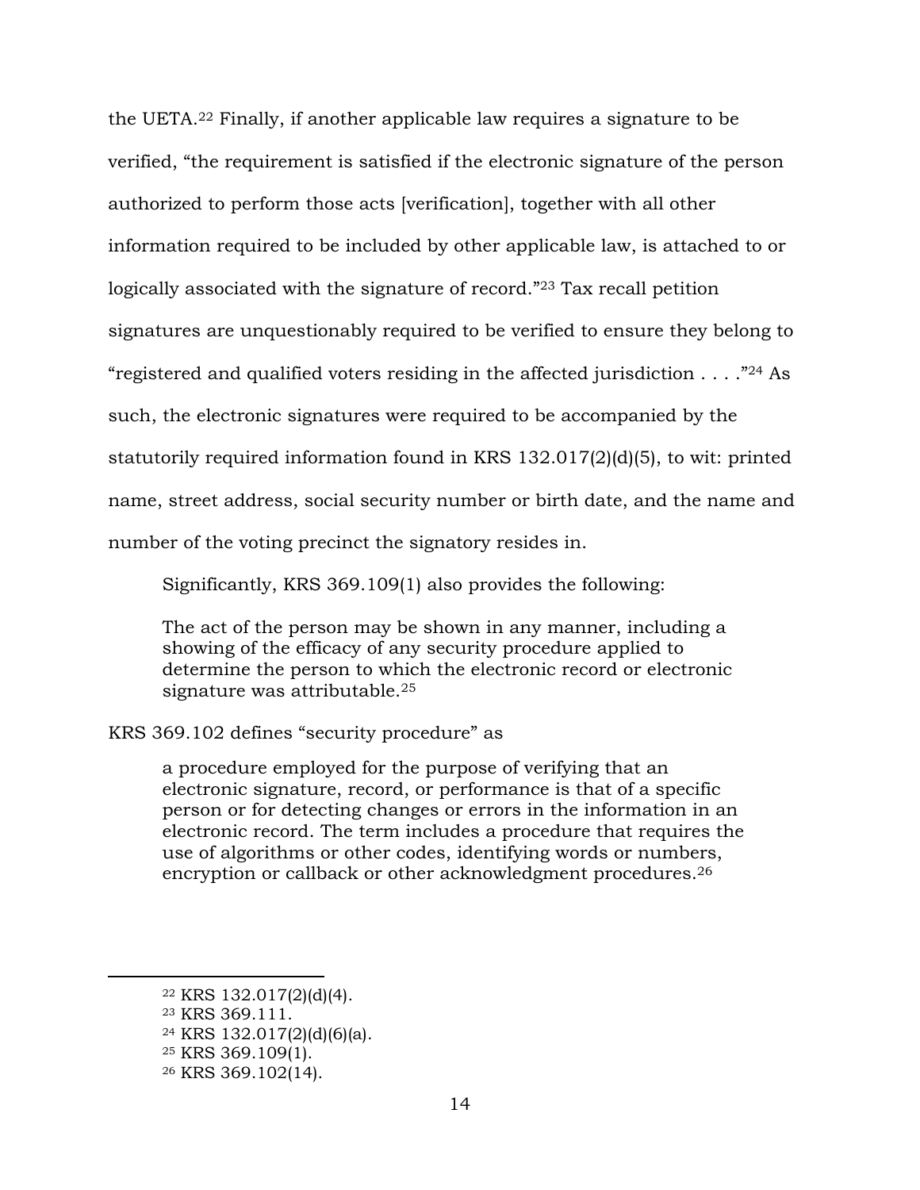the UETA.[22] Finally, if another applicable law requires a signature to be verified, "the requirement is satisfied if the electronic signature of the person authorized to perform those acts [verification], together with all other information required to be included by other applicable law, is attached to or logically associated with the signature of record."[23] Tax recall petition signatures are unquestionably required to be verified to ensure they belong to "registered and qualified voters residing in the affected jurisdiction . . . ."[24] As such, the electronic signatures were required to be accompanied by the statutorily required information found in KRS 132.017(2)(d)(5), to wit: printed name, street address, social security number or birth date, and the name and number of the voting precinct the signatory resides in.

Significantly, KRS 369.109(1) also provides the following:

> The act of the person may be shown in any manner, including a showing of the efficacy of any security procedure applied to determine the person to which the electronic record or electronic signature was attributable.[25]

KRS 369.102 defines "security procedure" as

> a procedure employed for the purpose of verifying that an electronic signature, record, or performance is that of a specific person or for detecting changes or errors in the information in an electronic record. The term includes a procedure that requires the use of algorithms or other codes, identifying words or numbers, encryption or callback or other acknowledgment procedures.[26]

---

[22] KRS 132.017(2)(d)(4).
[23] KRS 369.111.
[24] KRS 132.017(2)(d)(6)(a).
[25] KRS 369.109(1).
[26] KRS 369.102(14).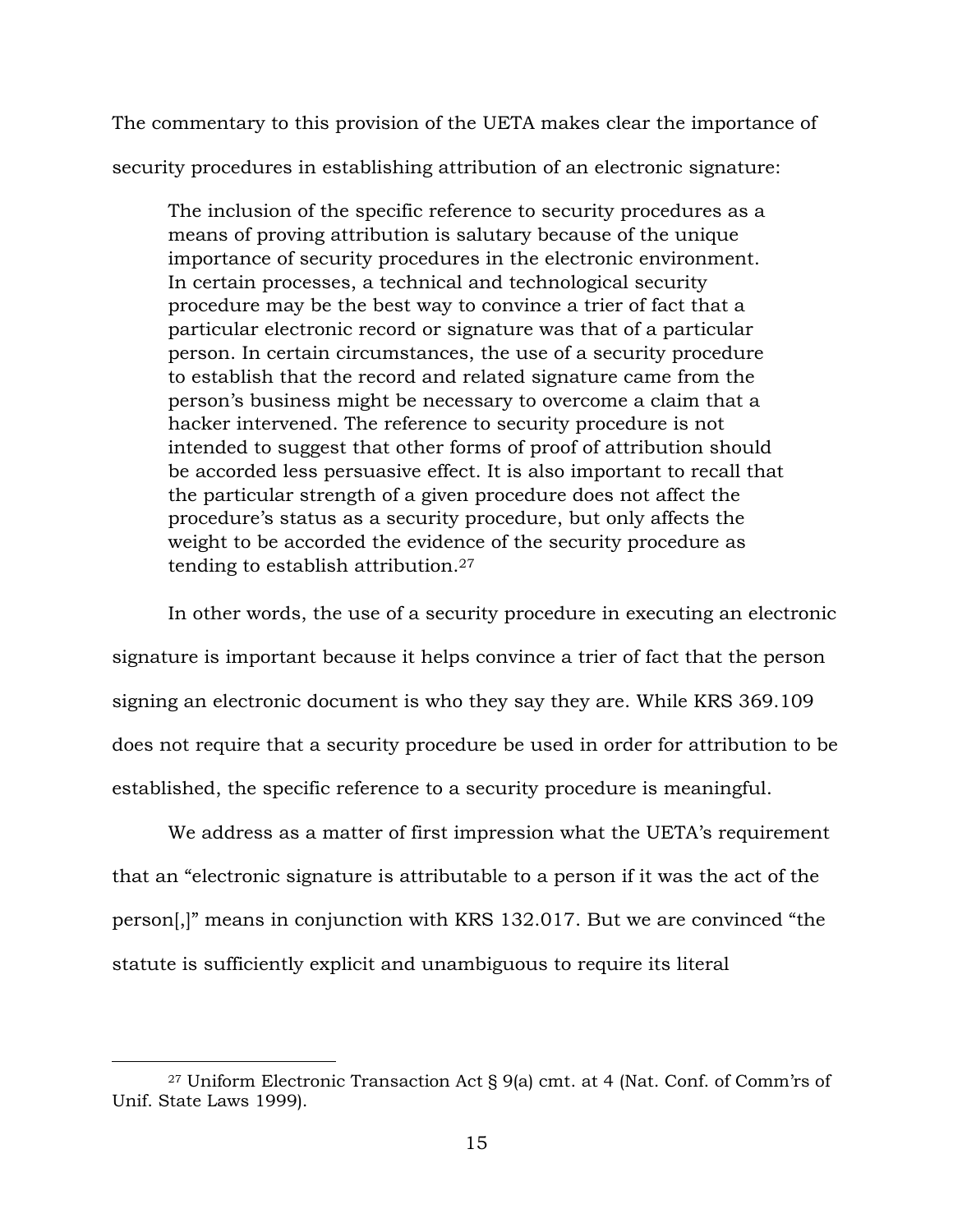The commentary to this provision of the UETA makes clear the importance of security procedures in establishing attribution of an electronic signature:

> The inclusion of the specific reference to security procedures as a means of proving attribution is salutary because of the unique importance of security procedures in the electronic environment. In certain processes, a technical and technological security procedure may be the best way to convince a trier of fact that a particular electronic record or signature was that of a particular person. In certain circumstances, the use of a security procedure to establish that the record and related signature came from the person's business might be necessary to overcome a claim that a hacker intervened. The reference to security procedure is not intended to suggest that other forms of proof of attribution should be accorded less persuasive effect. It is also important to recall that the particular strength of a given procedure does not affect the procedure's status as a security procedure, but only affects the weight to be accorded the evidence of the security procedure as tending to establish attribution.[27]

In other words, the use of a security procedure in executing an electronic signature is important because it helps convince a trier of fact that the person signing an electronic document is who they say they are. While KRS 369.109 does not require that a security procedure be used in order for attribution to be established, the specific reference to a security procedure is meaningful.

We address as a matter of first impression what the UETA's requirement that an "electronic signature is attributable to a person if it was the act of the person[,]" means in conjunction with KRS 132.017. But we are convinced "the statute is sufficiently explicit and unambiguous to require its literal

---

[27] Uniform Electronic Transaction Act § 9(a) cmt. at 4 (Nat. Conf. of Comm'rs of Unif. State Laws 1999).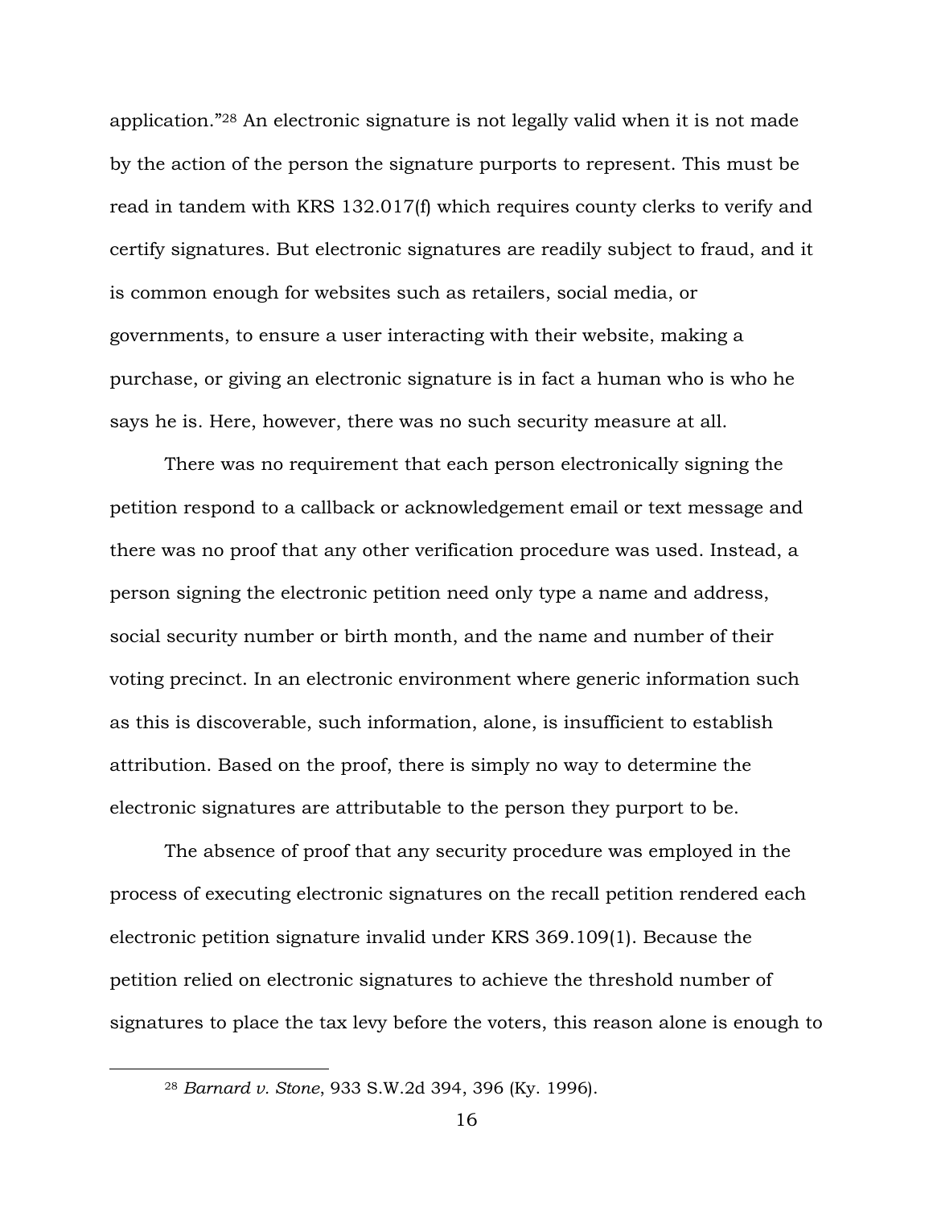application."[28] An electronic signature is not legally valid when it is not made by the action of the person the signature purports to represent. This must be read in tandem with KRS 132.017(f) which requires county clerks to verify and certify signatures. But electronic signatures are readily subject to fraud, and it is common enough for websites such as retailers, social media, or governments, to ensure a user interacting with their website, making a purchase, or giving an electronic signature is in fact a human who is who he says he is. Here, however, there was no such security measure at all.

There was no requirement that each person electronically signing the petition respond to a callback or acknowledgement email or text message and there was no proof that any other verification procedure was used. Instead, a person signing the electronic petition need only type a name and address, social security number or birth month, and the name and number of their voting precinct. In an electronic environment where generic information such as this is discoverable, such information, alone, is insufficient to establish attribution. Based on the proof, there is simply no way to determine the electronic signatures are attributable to the person they purport to be.

The absence of proof that any security procedure was employed in the process of executing electronic signatures on the recall petition rendered each electronic petition signature invalid under KRS 369.109(1). Because the petition relied on electronic signatures to achieve the threshold number of signatures to place the tax levy before the voters, this reason alone is enough to

---

[28] *Barnard v. Stone*, 933 S.W.2d 394, 396 (Ky. 1996).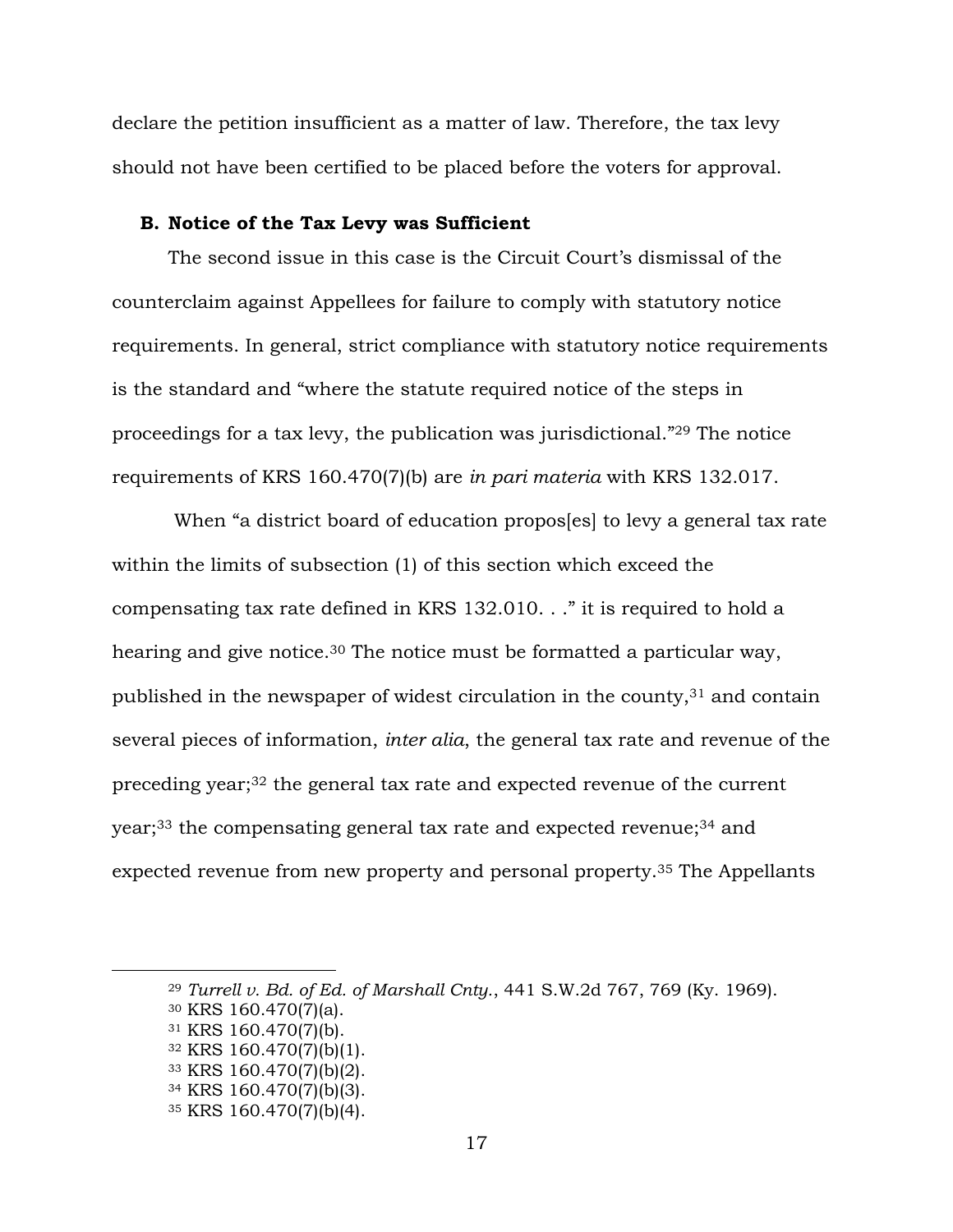declare the petition insufficient as a matter of law. Therefore, the tax levy should not have been certified to be placed before the voters for approval.

### B. Notice of the Tax Levy was Sufficient

The second issue in this case is the Circuit Court's dismissal of the counterclaim against Appellees for failure to comply with statutory notice requirements. In general, strict compliance with statutory notice requirements is the standard and "where the statute required notice of the steps in proceedings for a tax levy, the publication was jurisdictional."[29] The notice requirements of KRS 160.470(7)(b) are *in pari materia* with KRS 132.017.

When "a district board of education propos[es] to levy a general tax rate within the limits of subsection (1) of this section which exceed the compensating tax rate defined in KRS 132.010. . ." it is required to hold a hearing and give notice.[30] The notice must be formatted a particular way, published in the newspaper of widest circulation in the county,[31] and contain several pieces of information, *inter alia*, the general tax rate and revenue of the preceding year;[32] the general tax rate and expected revenue of the current year;[33] the compensating general tax rate and expected revenue;[34] and expected revenue from new property and personal property.[35] The Appellants

---

[29] *Turrell v. Bd. of Ed. of Marshall Cnty.*, 441 S.W.2d 767, 769 (Ky. 1969).

[30] KRS 160.470(7)(a).

[31] KRS 160.470(7)(b).

[32] KRS 160.470(7)(b)(1).

[33] KRS 160.470(7)(b)(2).

[34] KRS 160.470(7)(b)(3).

[35] KRS 160.470(7)(b)(4).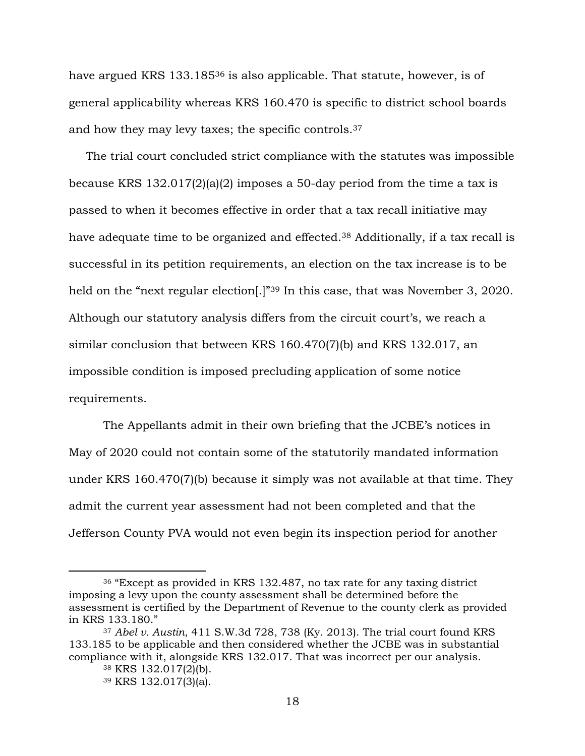have argued KRS 133.185[36] is also applicable. That statute, however, is of general applicability whereas KRS 160.470 is specific to district school boards and how they may levy taxes; the specific controls.[37]

The trial court concluded strict compliance with the statutes was impossible because KRS 132.017(2)(a)(2) imposes a 50-day period from the time a tax is passed to when it becomes effective in order that a tax recall initiative may have adequate time to be organized and effected.[38] Additionally, if a tax recall is successful in its petition requirements, an election on the tax increase is to be held on the "next regular election[.]"[39] In this case, that was November 3, 2020. Although our statutory analysis differs from the circuit court's, we reach a similar conclusion that between KRS 160.470(7)(b) and KRS 132.017, an impossible condition is imposed precluding application of some notice requirements.

The Appellants admit in their own briefing that the JCBE's notices in May of 2020 could not contain some of the statutorily mandated information under KRS 160.470(7)(b) because it simply was not available at that time. They admit the current year assessment had not been completed and that the Jefferson County PVA would not even begin its inspection period for another

---

[36] "Except as provided in KRS 132.487, no tax rate for any taxing district imposing a levy upon the county assessment shall be determined before the assessment is certified by the Department of Revenue to the county clerk as provided in KRS 133.180."

[37] *Abel v. Austin*, 411 S.W.3d 728, 738 (Ky. 2013). The trial court found KRS 133.185 to be applicable and then considered whether the JCBE was in substantial compliance with it, alongside KRS 132.017. That was incorrect per our analysis.

[38] KRS 132.017(2)(b).

[39] KRS 132.017(3)(a).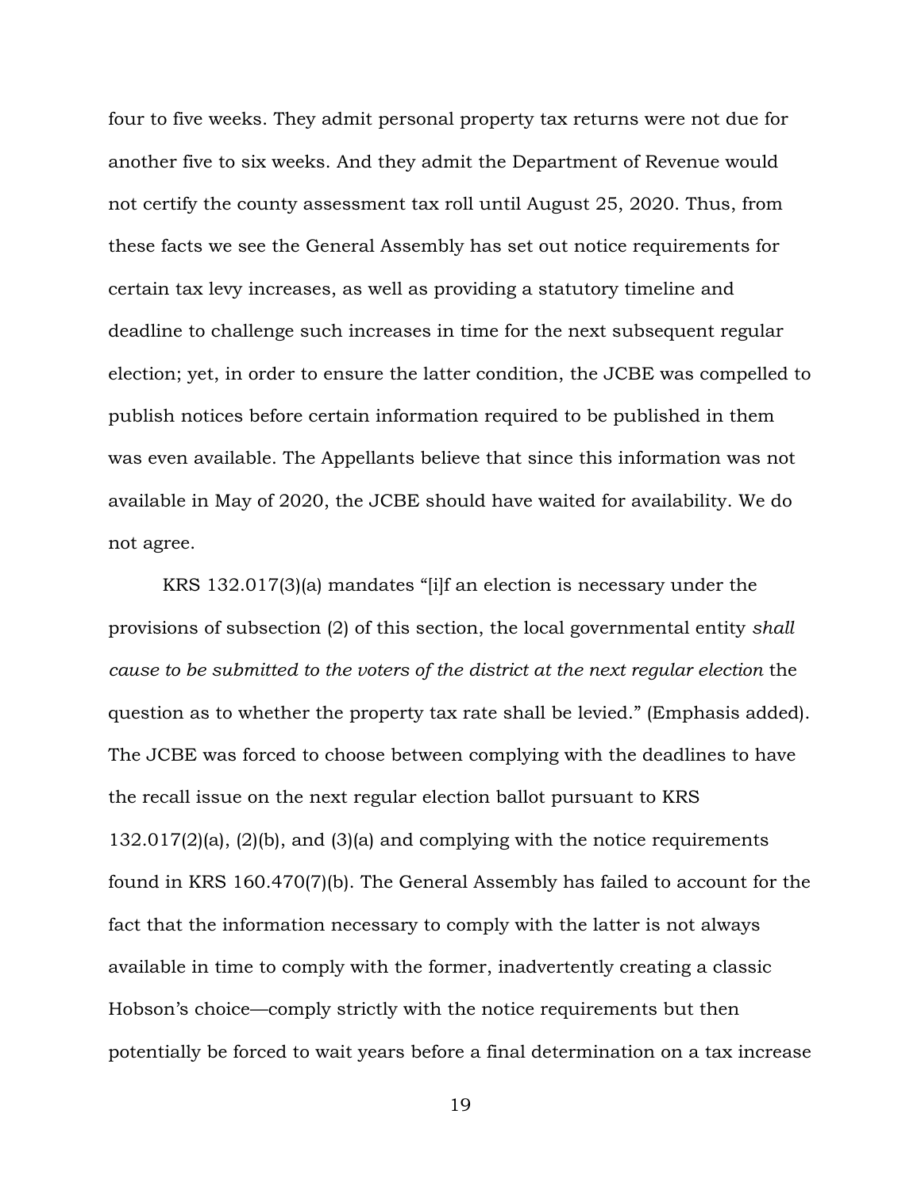four to five weeks. They admit personal property tax returns were not due for another five to six weeks. And they admit the Department of Revenue would not certify the county assessment tax roll until August 25, 2020. Thus, from these facts we see the General Assembly has set out notice requirements for certain tax levy increases, as well as providing a statutory timeline and deadline to challenge such increases in time for the next subsequent regular election; yet, in order to ensure the latter condition, the JCBE was compelled to publish notices before certain information required to be published in them was even available. The Appellants believe that since this information was not available in May of 2020, the JCBE should have waited for availability. We do not agree.

KRS 132.017(3)(a) mandates "[i]f an election is necessary under the provisions of subsection (2) of this section, the local governmental entity *shall cause to be submitted to the voters of the district at the next regular election* the question as to whether the property tax rate shall be levied." (Emphasis added). The JCBE was forced to choose between complying with the deadlines to have the recall issue on the next regular election ballot pursuant to KRS 132.017(2)(a), (2)(b), and (3)(a) and complying with the notice requirements found in KRS 160.470(7)(b). The General Assembly has failed to account for the fact that the information necessary to comply with the latter is not always available in time to comply with the former, inadvertently creating a classic Hobson's choice—comply strictly with the notice requirements but then potentially be forced to wait years before a final determination on a tax increase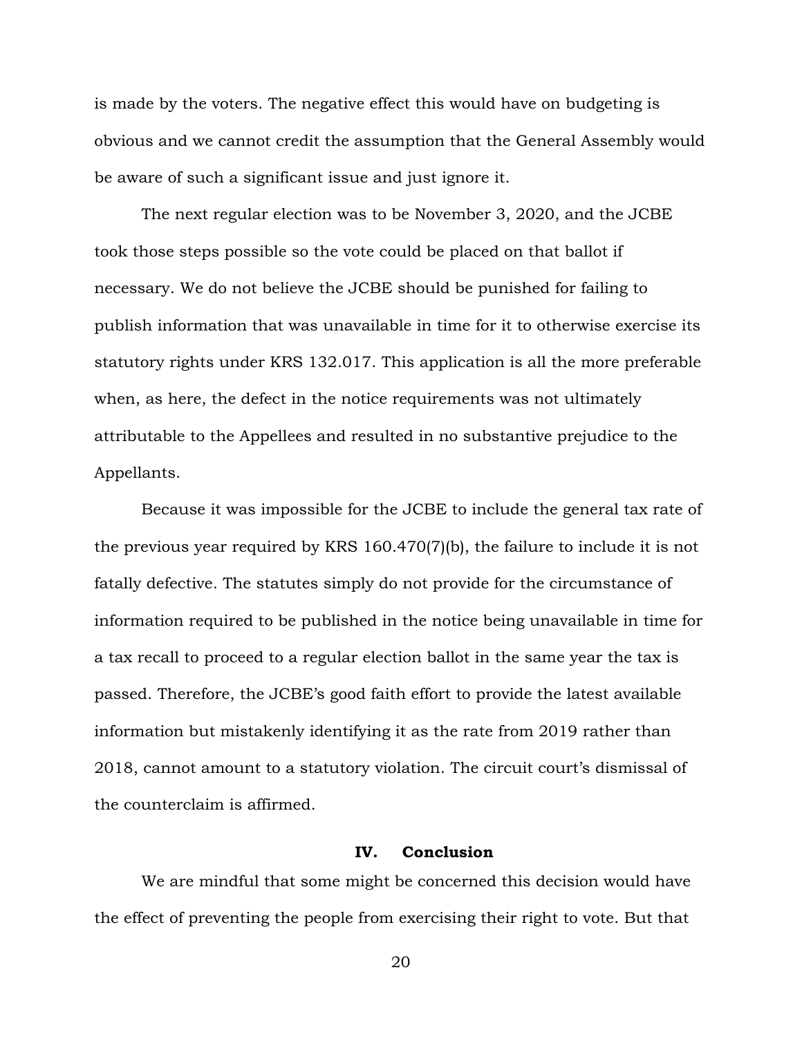is made by the voters. The negative effect this would have on budgeting is obvious and we cannot credit the assumption that the General Assembly would be aware of such a significant issue and just ignore it.

The next regular election was to be November 3, 2020, and the JCBE took those steps possible so the vote could be placed on that ballot if necessary. We do not believe the JCBE should be punished for failing to publish information that was unavailable in time for it to otherwise exercise its statutory rights under KRS 132.017. This application is all the more preferable when, as here, the defect in the notice requirements was not ultimately attributable to the Appellees and resulted in no substantive prejudice to the Appellants.

Because it was impossible for the JCBE to include the general tax rate of the previous year required by KRS 160.470(7)(b), the failure to include it is not fatally defective. The statutes simply do not provide for the circumstance of information required to be published in the notice being unavailable in time for a tax recall to proceed to a regular election ballot in the same year the tax is passed. Therefore, the JCBE's good faith effort to provide the latest available information but mistakenly identifying it as the rate from 2019 rather than 2018, cannot amount to a statutory violation. The circuit court's dismissal of the counterclaim is affirmed.

## IV. Conclusion

We are mindful that some might be concerned this decision would have the effect of preventing the people from exercising their right to vote. But that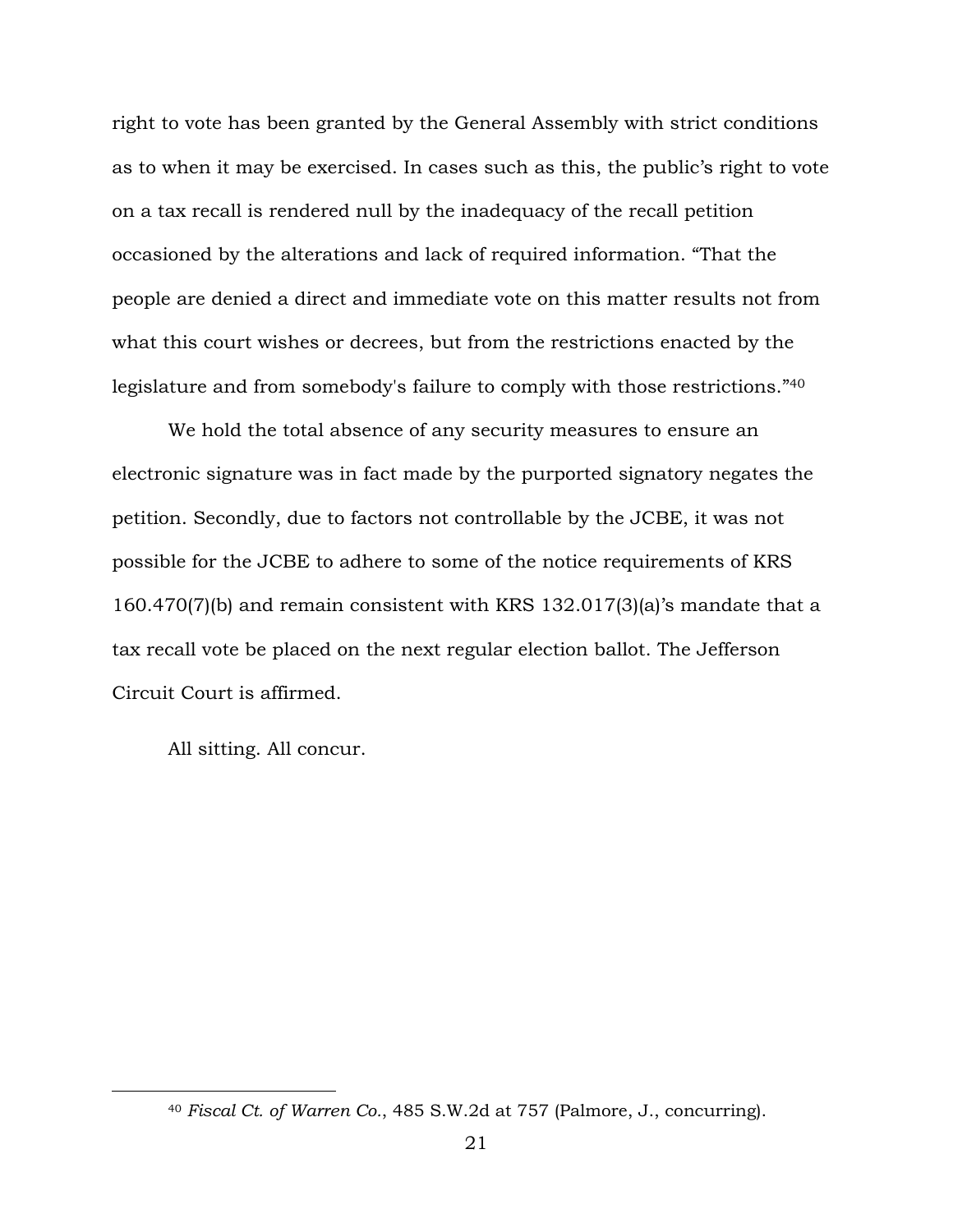right to vote has been granted by the General Assembly with strict conditions as to when it may be exercised. In cases such as this, the public's right to vote on a tax recall is rendered null by the inadequacy of the recall petition occasioned by the alterations and lack of required information. "That the people are denied a direct and immediate vote on this matter results not from what this court wishes or decrees, but from the restrictions enacted by the legislature and from somebody's failure to comply with those restrictions."[40]

We hold the total absence of any security measures to ensure an electronic signature was in fact made by the purported signatory negates the petition. Secondly, due to factors not controllable by the JCBE, it was not possible for the JCBE to adhere to some of the notice requirements of KRS 160.470(7)(b) and remain consistent with KRS 132.017(3)(a)'s mandate that a tax recall vote be placed on the next regular election ballot. The Jefferson Circuit Court is affirmed.

All sitting. All concur.

---

[40] *Fiscal Ct. of Warren Co.*, 485 S.W.2d at 757 (Palmore, J., concurring).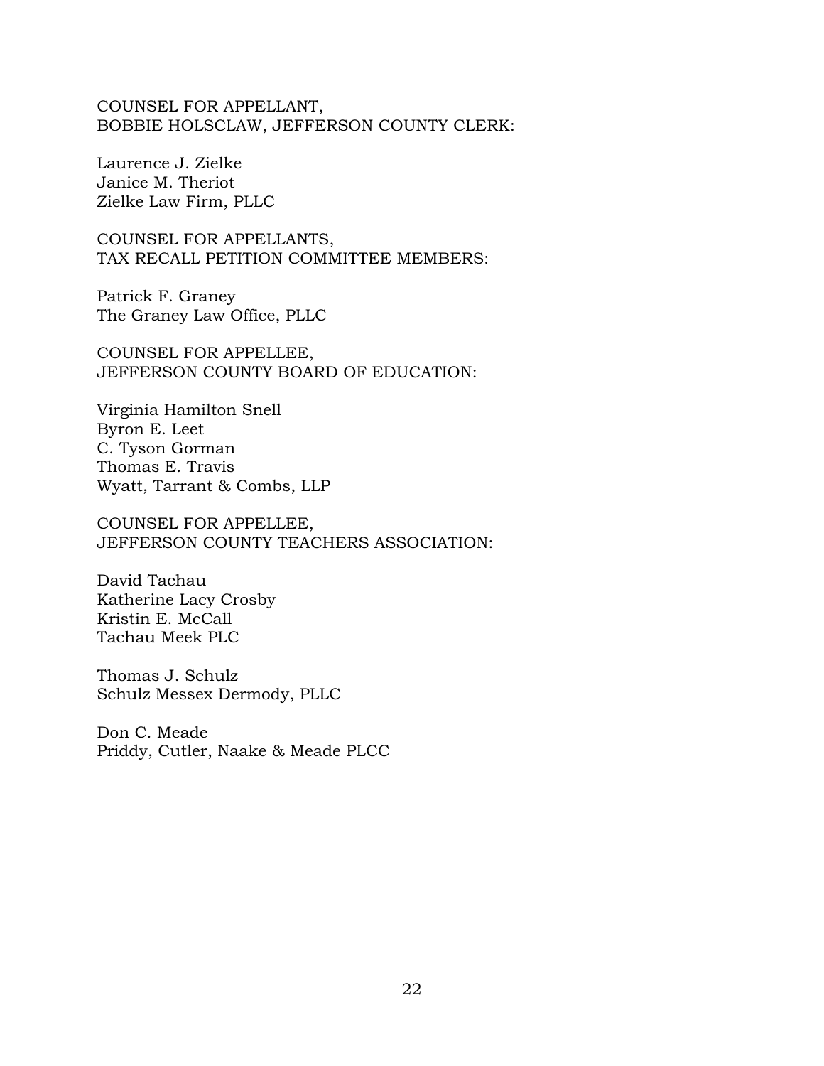COUNSEL FOR APPELLANT,
BOBBIE HOLSCLAW, JEFFERSON COUNTY CLERK:

Laurence J. Zielke
Janice M. Theriot
Zielke Law Firm, PLLC

COUNSEL FOR APPELLANTS,
TAX RECALL PETITION COMMITTEE MEMBERS:

Patrick F. Graney
The Graney Law Office, PLLC

COUNSEL FOR APPELLEE,
JEFFERSON COUNTY BOARD OF EDUCATION:

Virginia Hamilton Snell
Byron E. Leet
C. Tyson Gorman
Thomas E. Travis
Wyatt, Tarrant & Combs, LLP

COUNSEL FOR APPELLEE,
JEFFERSON COUNTY TEACHERS ASSOCIATION:

David Tachau
Katherine Lacy Crosby
Kristin E. McCall
Tachau Meek PLC

Thomas J. Schulz
Schulz Messex Dermody, PLLC

Don C. Meade
Priddy, Cutler, Naake & Meade PLCC